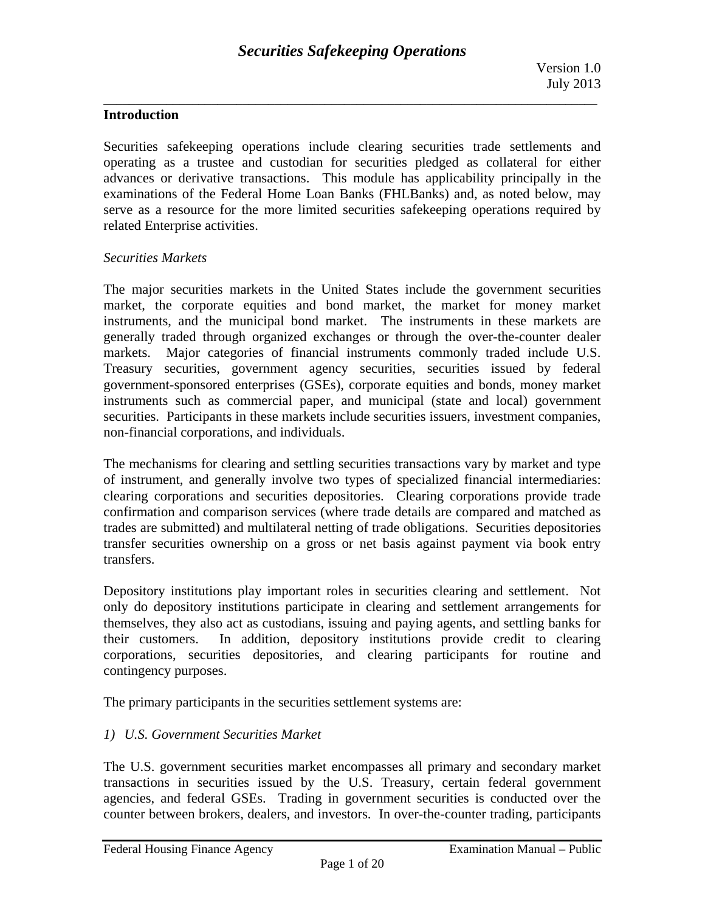# Securities Safekeeping Operations

Version 1.0
July 2013

## Introduction

Securities safekeeping operations include clearing securities trade settlements and operating as a trustee and custodian for securities pledged as collateral for either advances or derivative transactions. This module has applicability principally in the examinations of the Federal Home Loan Banks (FHLBanks) and, as noted below, may serve as a resource for the more limited securities safekeeping operations required by related Enterprise activities.

*Securities Markets*

The major securities markets in the United States include the government securities market, the corporate equities and bond market, the market for money market instruments, and the municipal bond market. The instruments in these markets are generally traded through organized exchanges or through the over-the-counter dealer markets. Major categories of financial instruments commonly traded include U.S. Treasury securities, government agency securities, securities issued by federal government-sponsored enterprises (GSEs), corporate equities and bonds, money market instruments such as commercial paper, and municipal (state and local) government securities. Participants in these markets include securities issuers, investment companies, non-financial corporations, and individuals.

The mechanisms for clearing and settling securities transactions vary by market and type of instrument, and generally involve two types of specialized financial intermediaries: clearing corporations and securities depositories. Clearing corporations provide trade confirmation and comparison services (where trade details are compared and matched as trades are submitted) and multilateral netting of trade obligations. Securities depositories transfer securities ownership on a gross or net basis against payment via book entry transfers.

Depository institutions play important roles in securities clearing and settlement. Not only do depository institutions participate in clearing and settlement arrangements for themselves, they also act as custodians, issuing and paying agents, and settling banks for their customers. In addition, depository institutions provide credit to clearing corporations, securities depositories, and clearing participants for routine and contingency purposes.

The primary participants in the securities settlement systems are:

*1) U.S. Government Securities Market*

The U.S. government securities market encompasses all primary and secondary market transactions in securities issued by the U.S. Treasury, certain federal government agencies, and federal GSEs. Trading in government securities is conducted over the counter between brokers, dealers, and investors. In over-the-counter trading, participants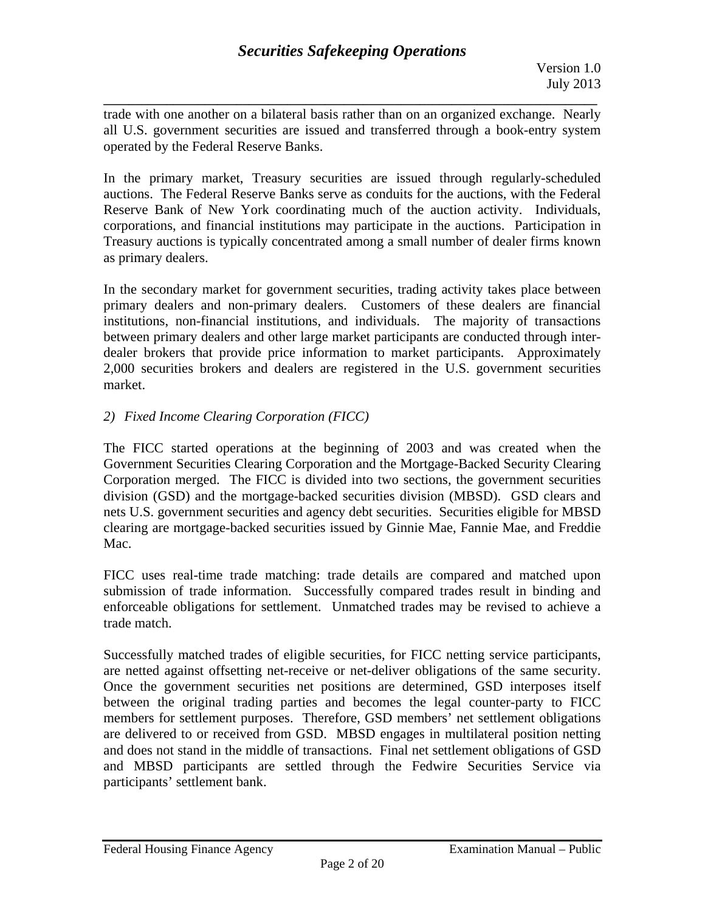trade with one another on a bilateral basis rather than on an organized exchange. Nearly all U.S. government securities are issued and transferred through a book-entry system operated by the Federal Reserve Banks.

In the primary market, Treasury securities are issued through regularly-scheduled auctions. The Federal Reserve Banks serve as conduits for the auctions, with the Federal Reserve Bank of New York coordinating much of the auction activity. Individuals, corporations, and financial institutions may participate in the auctions. Participation in Treasury auctions is typically concentrated among a small number of dealer firms known as primary dealers.

In the secondary market for government securities, trading activity takes place between primary dealers and non-primary dealers. Customers of these dealers are financial institutions, non-financial institutions, and individuals. The majority of transactions between primary dealers and other large market participants are conducted through inter-dealer brokers that provide price information to market participants. Approximately 2,000 securities brokers and dealers are registered in the U.S. government securities market.

*2) Fixed Income Clearing Corporation (FICC)*

The FICC started operations at the beginning of 2003 and was created when the Government Securities Clearing Corporation and the Mortgage-Backed Security Clearing Corporation merged. The FICC is divided into two sections, the government securities division (GSD) and the mortgage-backed securities division (MBSD). GSD clears and nets U.S. government securities and agency debt securities. Securities eligible for MBSD clearing are mortgage-backed securities issued by Ginnie Mae, Fannie Mae, and Freddie Mac.

FICC uses real-time trade matching: trade details are compared and matched upon submission of trade information. Successfully compared trades result in binding and enforceable obligations for settlement. Unmatched trades may be revised to achieve a trade match.

Successfully matched trades of eligible securities, for FICC netting service participants, are netted against offsetting net-receive or net-deliver obligations of the same security. Once the government securities net positions are determined, GSD interposes itself between the original trading parties and becomes the legal counter-party to FICC members for settlement purposes. Therefore, GSD members' net settlement obligations are delivered to or received from GSD. MBSD engages in multilateral position netting and does not stand in the middle of transactions. Final net settlement obligations of GSD and MBSD participants are settled through the Fedwire Securities Service via participants' settlement bank.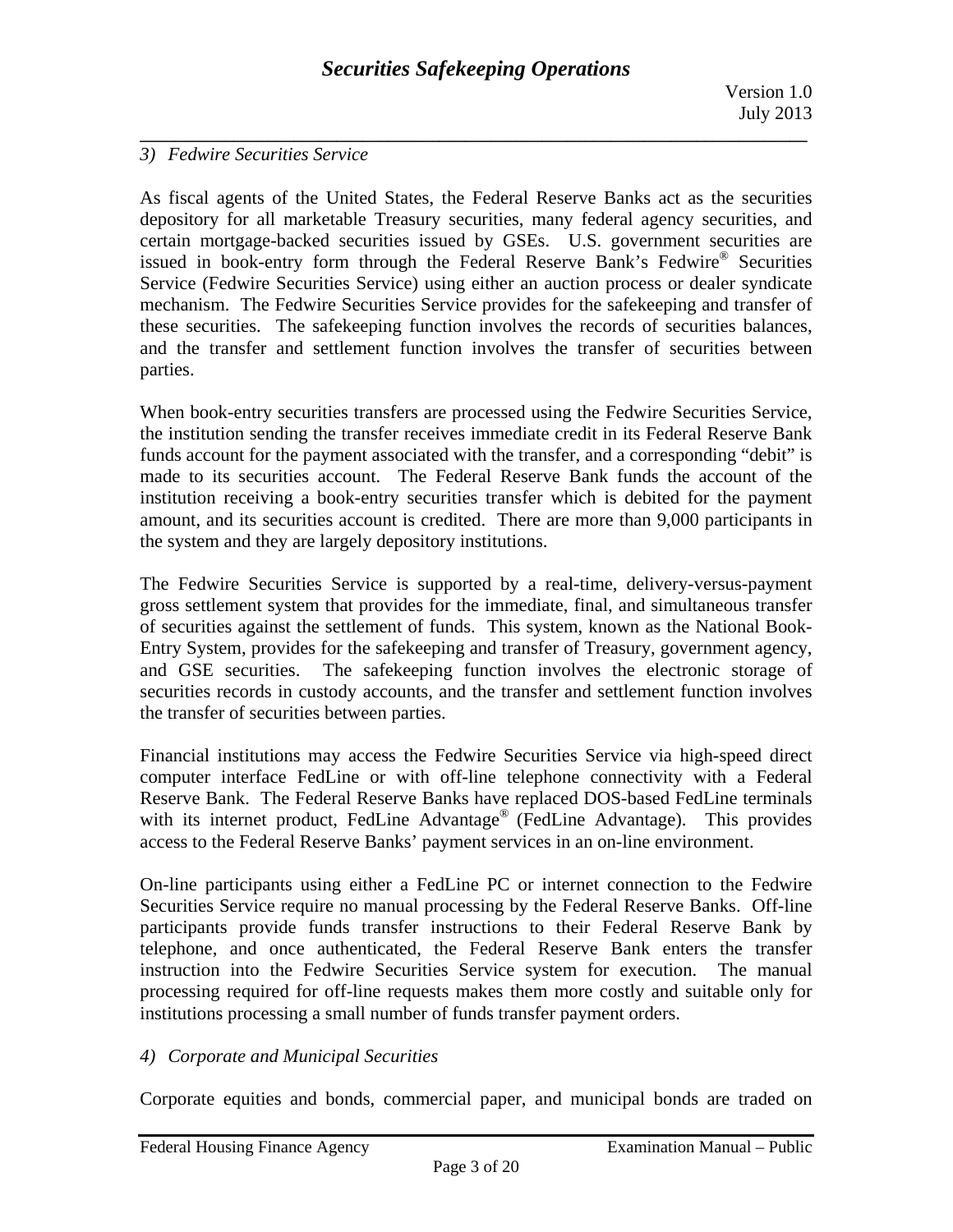### 3) *Fedwire Securities Service*

As fiscal agents of the United States, the Federal Reserve Banks act as the securities depository for all marketable Treasury securities, many federal agency securities, and certain mortgage-backed securities issued by GSEs. U.S. government securities are issued in book-entry form through the Federal Reserve Bank's Fedwire® Securities Service (Fedwire Securities Service) using either an auction process or dealer syndicate mechanism. The Fedwire Securities Service provides for the safekeeping and transfer of these securities. The safekeeping function involves the records of securities balances, and the transfer and settlement function involves the transfer of securities between parties.

When book-entry securities transfers are processed using the Fedwire Securities Service, the institution sending the transfer receives immediate credit in its Federal Reserve Bank funds account for the payment associated with the transfer, and a corresponding "debit" is made to its securities account. The Federal Reserve Bank funds the account of the institution receiving a book-entry securities transfer which is debited for the payment amount, and its securities account is credited. There are more than 9,000 participants in the system and they are largely depository institutions.

The Fedwire Securities Service is supported by a real-time, delivery-versus-payment gross settlement system that provides for the immediate, final, and simultaneous transfer of securities against the settlement of funds. This system, known as the National Book-Entry System, provides for the safekeeping and transfer of Treasury, government agency, and GSE securities. The safekeeping function involves the electronic storage of securities records in custody accounts, and the transfer and settlement function involves the transfer of securities between parties.

Financial institutions may access the Fedwire Securities Service via high-speed direct computer interface FedLine or with off-line telephone connectivity with a Federal Reserve Bank. The Federal Reserve Banks have replaced DOS-based FedLine terminals with its internet product, FedLine Advantage® (FedLine Advantage). This provides access to the Federal Reserve Banks' payment services in an on-line environment.

On-line participants using either a FedLine PC or internet connection to the Fedwire Securities Service require no manual processing by the Federal Reserve Banks. Off-line participants provide funds transfer instructions to their Federal Reserve Bank by telephone, and once authenticated, the Federal Reserve Bank enters the transfer instruction into the Fedwire Securities Service system for execution. The manual processing required for off-line requests makes them more costly and suitable only for institutions processing a small number of funds transfer payment orders.

### 4) *Corporate and Municipal Securities*

Corporate equities and bonds, commercial paper, and municipal bonds are traded on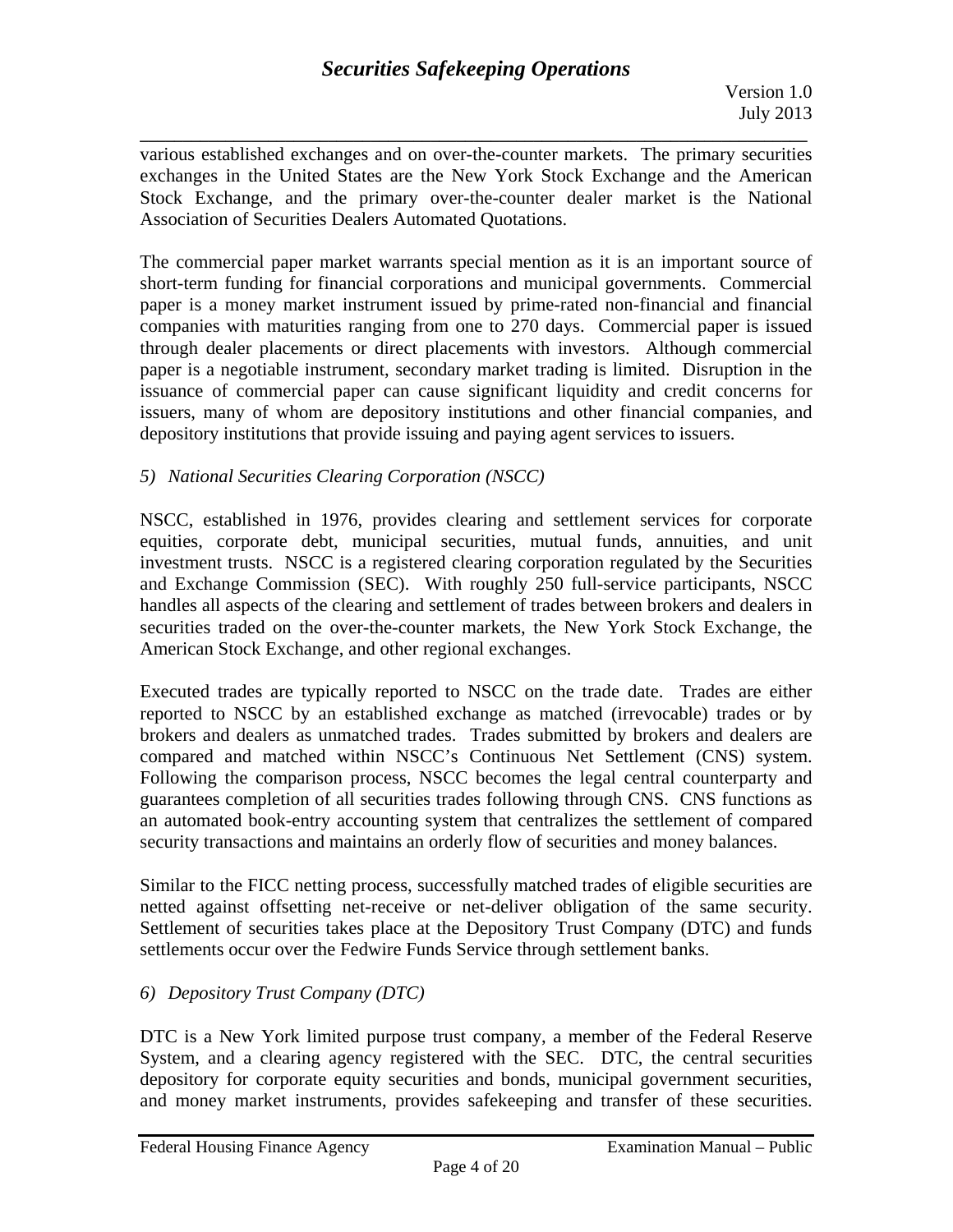various established exchanges and on over-the-counter markets. The primary securities exchanges in the United States are the New York Stock Exchange and the American Stock Exchange, and the primary over-the-counter dealer market is the National Association of Securities Dealers Automated Quotations.

The commercial paper market warrants special mention as it is an important source of short-term funding for financial corporations and municipal governments. Commercial paper is a money market instrument issued by prime-rated non-financial and financial companies with maturities ranging from one to 270 days. Commercial paper is issued through dealer placements or direct placements with investors. Although commercial paper is a negotiable instrument, secondary market trading is limited. Disruption in the issuance of commercial paper can cause significant liquidity and credit concerns for issuers, many of whom are depository institutions and other financial companies, and depository institutions that provide issuing and paying agent services to issuers.

*5) National Securities Clearing Corporation (NSCC)*

NSCC, established in 1976, provides clearing and settlement services for corporate equities, corporate debt, municipal securities, mutual funds, annuities, and unit investment trusts. NSCC is a registered clearing corporation regulated by the Securities and Exchange Commission (SEC). With roughly 250 full-service participants, NSCC handles all aspects of the clearing and settlement of trades between brokers and dealers in securities traded on the over-the-counter markets, the New York Stock Exchange, the American Stock Exchange, and other regional exchanges.

Executed trades are typically reported to NSCC on the trade date. Trades are either reported to NSCC by an established exchange as matched (irrevocable) trades or by brokers and dealers as unmatched trades. Trades submitted by brokers and dealers are compared and matched within NSCC's Continuous Net Settlement (CNS) system. Following the comparison process, NSCC becomes the legal central counterparty and guarantees completion of all securities trades following through CNS. CNS functions as an automated book-entry accounting system that centralizes the settlement of compared security transactions and maintains an orderly flow of securities and money balances.

Similar to the FICC netting process, successfully matched trades of eligible securities are netted against offsetting net-receive or net-deliver obligation of the same security. Settlement of securities takes place at the Depository Trust Company (DTC) and funds settlements occur over the Fedwire Funds Service through settlement banks.

*6) Depository Trust Company (DTC)*

DTC is a New York limited purpose trust company, a member of the Federal Reserve System, and a clearing agency registered with the SEC. DTC, the central securities depository for corporate equity securities and bonds, municipal government securities, and money market instruments, provides safekeeping and transfer of these securities.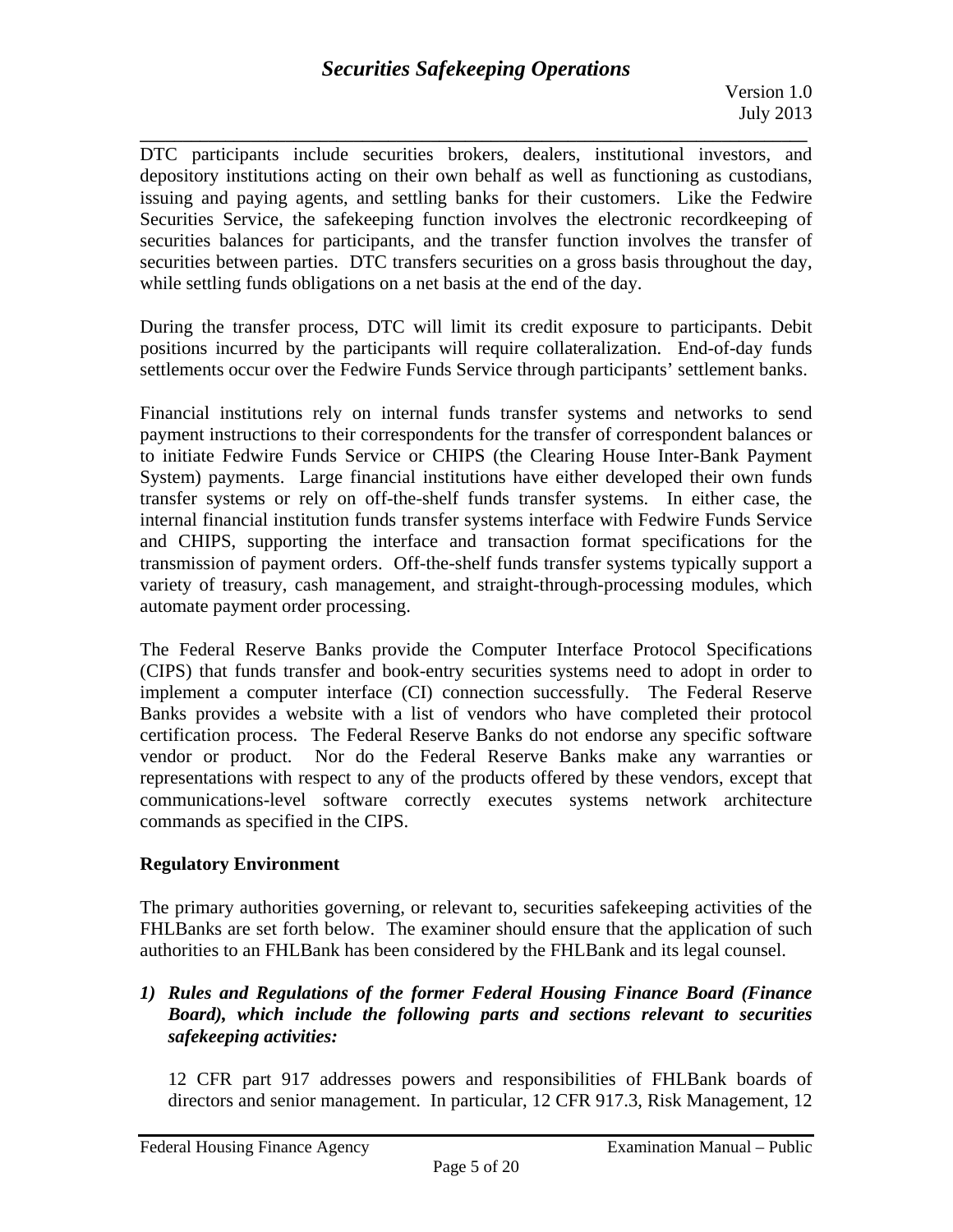DTC participants include securities brokers, dealers, institutional investors, and depository institutions acting on their own behalf as well as functioning as custodians, issuing and paying agents, and settling banks for their customers. Like the Fedwire Securities Service, the safekeeping function involves the electronic recordkeeping of securities balances for participants, and the transfer function involves the transfer of securities between parties. DTC transfers securities on a gross basis throughout the day, while settling funds obligations on a net basis at the end of the day.

During the transfer process, DTC will limit its credit exposure to participants. Debit positions incurred by the participants will require collateralization. End-of-day funds settlements occur over the Fedwire Funds Service through participants' settlement banks.

Financial institutions rely on internal funds transfer systems and networks to send payment instructions to their correspondents for the transfer of correspondent balances or to initiate Fedwire Funds Service or CHIPS (the Clearing House Inter-Bank Payment System) payments. Large financial institutions have either developed their own funds transfer systems or rely on off-the-shelf funds transfer systems. In either case, the internal financial institution funds transfer systems interface with Fedwire Funds Service and CHIPS, supporting the interface and transaction format specifications for the transmission of payment orders. Off-the-shelf funds transfer systems typically support a variety of treasury, cash management, and straight-through-processing modules, which automate payment order processing.

The Federal Reserve Banks provide the Computer Interface Protocol Specifications (CIPS) that funds transfer and book-entry securities systems need to adopt in order to implement a computer interface (CI) connection successfully. The Federal Reserve Banks provides a website with a list of vendors who have completed their protocol certification process. The Federal Reserve Banks do not endorse any specific software vendor or product. Nor do the Federal Reserve Banks make any warranties or representations with respect to any of the products offered by these vendors, except that communications-level software correctly executes systems network architecture commands as specified in the CIPS.

**Regulatory Environment**

The primary authorities governing, or relevant to, securities safekeeping activities of the FHLBanks are set forth below. The examiner should ensure that the application of such authorities to an FHLBank has been considered by the FHLBank and its legal counsel.

1) ***Rules and Regulations of the former Federal Housing Finance Board (Finance Board), which include the following parts and sections relevant to securities safekeeping activities:***

   12 CFR part 917 addresses powers and responsibilities of FHLBank boards of directors and senior management. In particular, 12 CFR 917.3, Risk Management, 12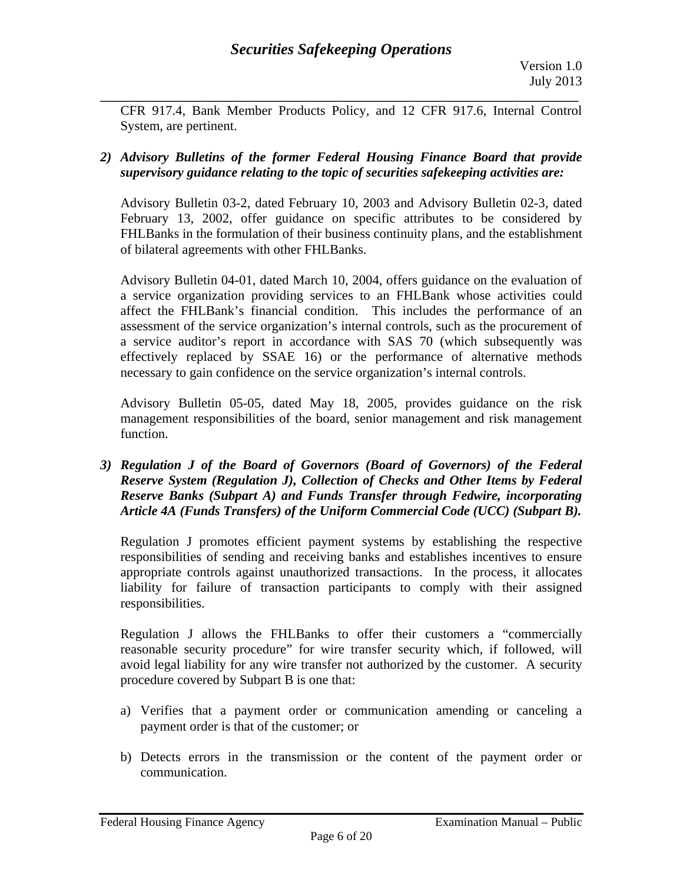CFR 917.4, Bank Member Products Policy, and 12 CFR 917.6, Internal Control System, are pertinent.

2) ***Advisory Bulletins of the former Federal Housing Finance Board that provide supervisory guidance relating to the topic of securities safekeeping activities are:***

   Advisory Bulletin 03-2, dated February 10, 2003 and Advisory Bulletin 02-3, dated February 13, 2002, offer guidance on specific attributes to be considered by FHLBanks in the formulation of their business continuity plans, and the establishment of bilateral agreements with other FHLBanks.

   Advisory Bulletin 04-01, dated March 10, 2004, offers guidance on the evaluation of a service organization providing services to an FHLBank whose activities could affect the FHLBank's financial condition. This includes the performance of an assessment of the service organization's internal controls, such as the procurement of a service auditor's report in accordance with SAS 70 (which subsequently was effectively replaced by SSAE 16) or the performance of alternative methods necessary to gain confidence on the service organization's internal controls.

   Advisory Bulletin 05-05, dated May 18, 2005, provides guidance on the risk management responsibilities of the board, senior management and risk management function.

3) ***Regulation J of the Board of Governors (Board of Governors) of the Federal Reserve System (Regulation J), Collection of Checks and Other Items by Federal Reserve Banks (Subpart A) and Funds Transfer through Fedwire, incorporating Article 4A (Funds Transfers) of the Uniform Commercial Code (UCC) (Subpart B).***

   Regulation J promotes efficient payment systems by establishing the respective responsibilities of sending and receiving banks and establishes incentives to ensure appropriate controls against unauthorized transactions. In the process, it allocates liability for failure of transaction participants to comply with their assigned responsibilities.

   Regulation J allows the FHLBanks to offer their customers a "commercially reasonable security procedure" for wire transfer security which, if followed, will avoid legal liability for any wire transfer not authorized by the customer. A security procedure covered by Subpart B is one that:

   a) Verifies that a payment order or communication amending or canceling a payment order is that of the customer; or

   b) Detects errors in the transmission or the content of the payment order or communication.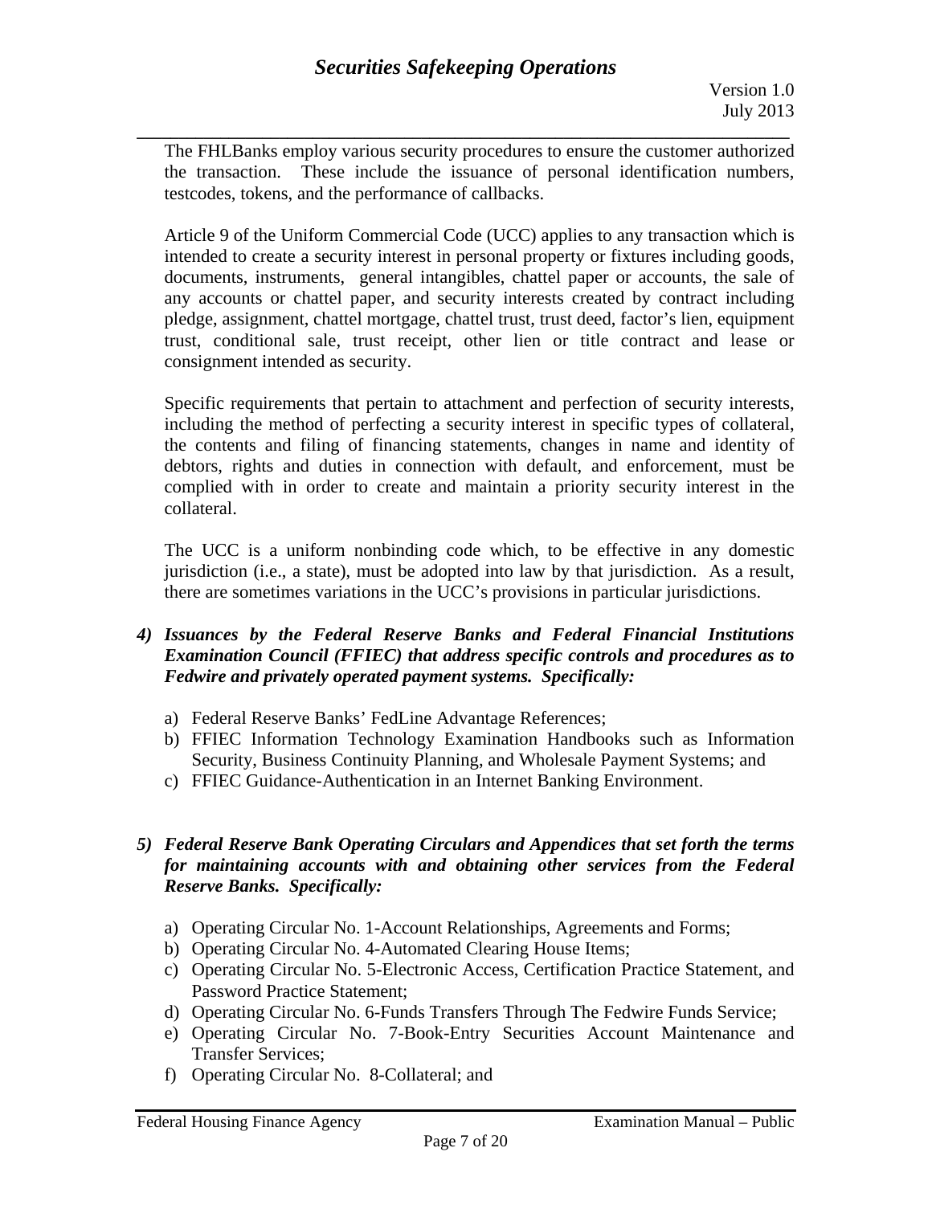The FHLBanks employ various security procedures to ensure the customer authorized the transaction. These include the issuance of personal identification numbers, testcodes, tokens, and the performance of callbacks.

Article 9 of the Uniform Commercial Code (UCC) applies to any transaction which is intended to create a security interest in personal property or fixtures including goods, documents, instruments, general intangibles, chattel paper or accounts, the sale of any accounts or chattel paper, and security interests created by contract including pledge, assignment, chattel mortgage, chattel trust, trust deed, factor's lien, equipment trust, conditional sale, trust receipt, other lien or title contract and lease or consignment intended as security.

Specific requirements that pertain to attachment and perfection of security interests, including the method of perfecting a security interest in specific types of collateral, the contents and filing of financing statements, changes in name and identity of debtors, rights and duties in connection with default, and enforcement, must be complied with in order to create and maintain a priority security interest in the collateral.

The UCC is a uniform nonbinding code which, to be effective in any domestic jurisdiction (i.e., a state), must be adopted into law by that jurisdiction. As a result, there are sometimes variations in the UCC's provisions in particular jurisdictions.

4) ***Issuances by the Federal Reserve Banks and Federal Financial Institutions Examination Council (FFIEC) that address specific controls and procedures as to Fedwire and privately operated payment systems. Specifically:***

   a) Federal Reserve Banks' FedLine Advantage References;
   b) FFIEC Information Technology Examination Handbooks such as Information Security, Business Continuity Planning, and Wholesale Payment Systems; and
   c) FFIEC Guidance-Authentication in an Internet Banking Environment.

5) ***Federal Reserve Bank Operating Circulars and Appendices that set forth the terms for maintaining accounts with and obtaining other services from the Federal Reserve Banks. Specifically:***

   a) Operating Circular No. 1-Account Relationships, Agreements and Forms;
   b) Operating Circular No. 4-Automated Clearing House Items;
   c) Operating Circular No. 5-Electronic Access, Certification Practice Statement, and Password Practice Statement;
   d) Operating Circular No. 6-Funds Transfers Through The Fedwire Funds Service;
   e) Operating Circular No. 7-Book-Entry Securities Account Maintenance and Transfer Services;
   f) Operating Circular No. 8-Collateral; and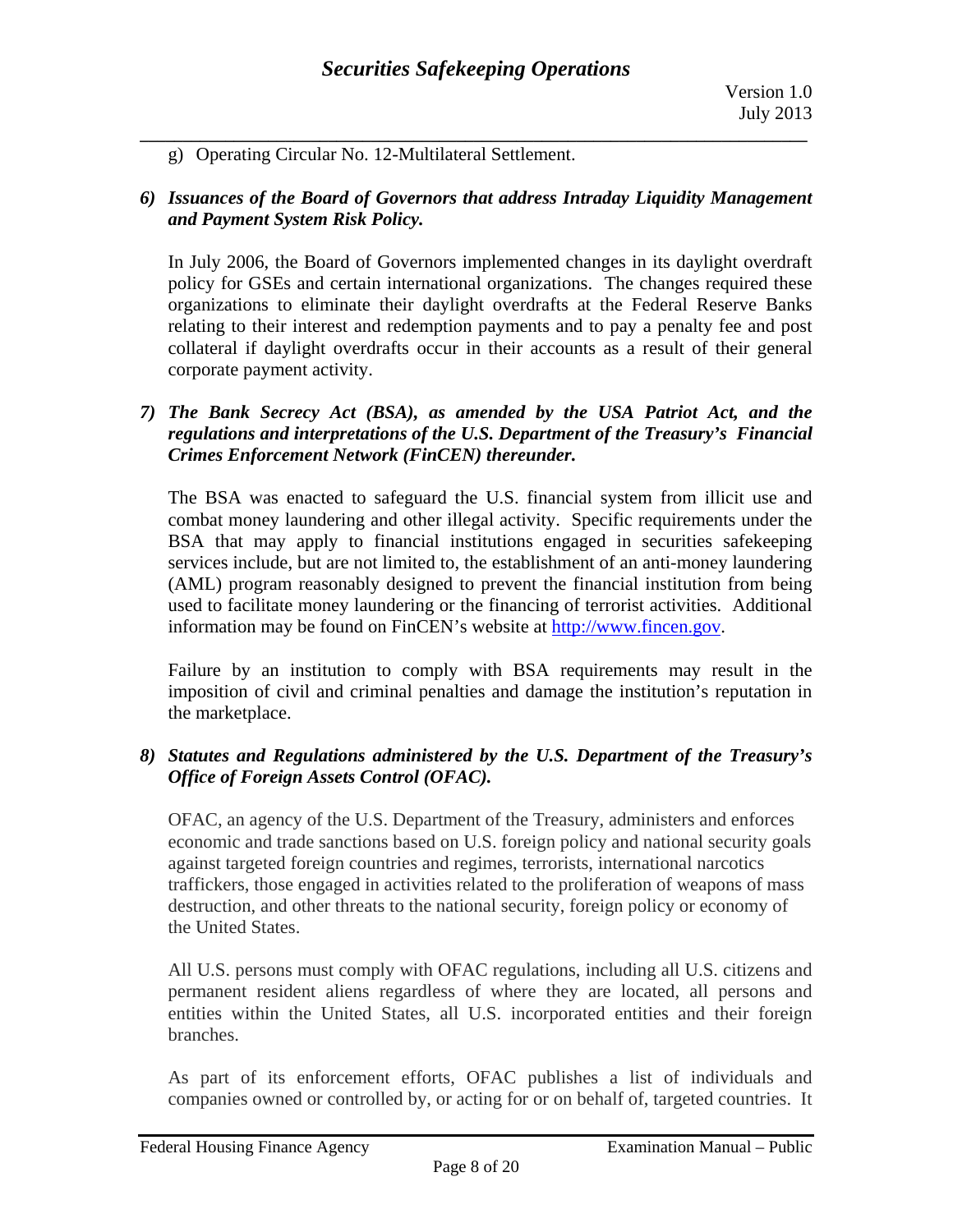g) Operating Circular No. 12-Multilateral Settlement.

***6) Issuances of the Board of Governors that address Intraday Liquidity Management and Payment System Risk Policy.***

In July 2006, the Board of Governors implemented changes in its daylight overdraft policy for GSEs and certain international organizations. The changes required these organizations to eliminate their daylight overdrafts at the Federal Reserve Banks relating to their interest and redemption payments and to pay a penalty fee and post collateral if daylight overdrafts occur in their accounts as a result of their general corporate payment activity.

***7) The Bank Secrecy Act (BSA), as amended by the USA Patriot Act, and the regulations and interpretations of the U.S. Department of the Treasury's Financial Crimes Enforcement Network (FinCEN) thereunder.***

The BSA was enacted to safeguard the U.S. financial system from illicit use and combat money laundering and other illegal activity. Specific requirements under the BSA that may apply to financial institutions engaged in securities safekeeping services include, but are not limited to, the establishment of an anti-money laundering (AML) program reasonably designed to prevent the financial institution from being used to facilitate money laundering or the financing of terrorist activities. Additional information may be found on FinCEN's website at http://www.fincen.gov.

Failure by an institution to comply with BSA requirements may result in the imposition of civil and criminal penalties and damage the institution's reputation in the marketplace.

***8) Statutes and Regulations administered by the U.S. Department of the Treasury's Office of Foreign Assets Control (OFAC).***

OFAC, an agency of the U.S. Department of the Treasury, administers and enforces economic and trade sanctions based on U.S. foreign policy and national security goals against targeted foreign countries and regimes, terrorists, international narcotics traffickers, those engaged in activities related to the proliferation of weapons of mass destruction, and other threats to the national security, foreign policy or economy of the United States.

All U.S. persons must comply with OFAC regulations, including all U.S. citizens and permanent resident aliens regardless of where they are located, all persons and entities within the United States, all U.S. incorporated entities and their foreign branches.

As part of its enforcement efforts, OFAC publishes a list of individuals and companies owned or controlled by, or acting for or on behalf of, targeted countries. It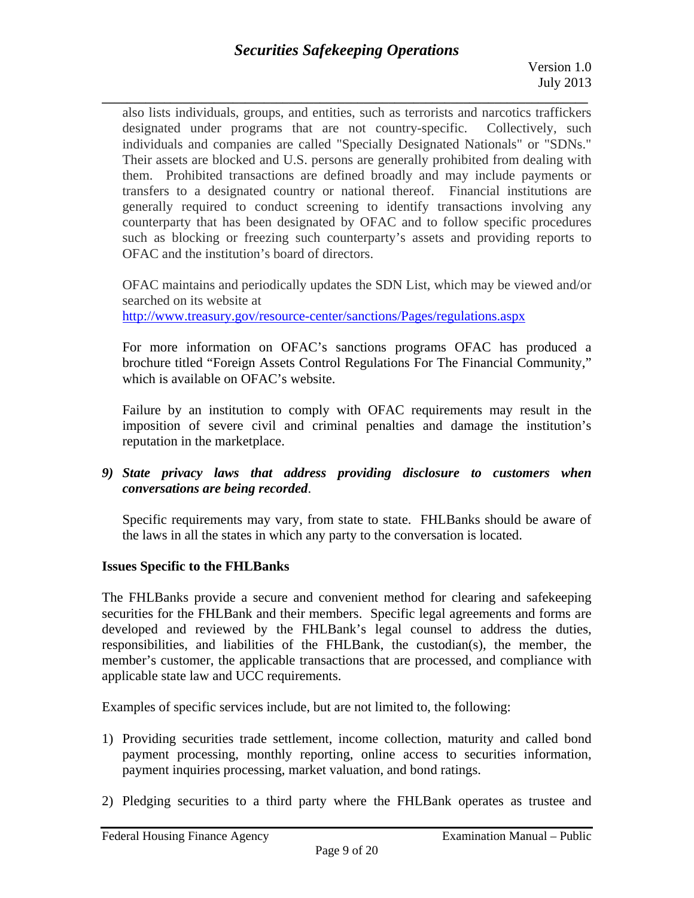also lists individuals, groups, and entities, such as terrorists and narcotics traffickers designated under programs that are not country-specific. Collectively, such individuals and companies are called "Specially Designated Nationals" or "SDNs." Their assets are blocked and U.S. persons are generally prohibited from dealing with them. Prohibited transactions are defined broadly and may include payments or transfers to a designated country or national thereof. Financial institutions are generally required to conduct screening to identify transactions involving any counterparty that has been designated by OFAC and to follow specific procedures such as blocking or freezing such counterparty's assets and providing reports to OFAC and the institution's board of directors.

OFAC maintains and periodically updates the SDN List, which may be viewed and/or searched on its website at
http://www.treasury.gov/resource-center/sanctions/Pages/regulations.aspx

For more information on OFAC's sanctions programs OFAC has produced a brochure titled "Foreign Assets Control Regulations For The Financial Community," which is available on OFAC's website.

Failure by an institution to comply with OFAC requirements may result in the imposition of severe civil and criminal penalties and damage the institution's reputation in the marketplace.

9) ***State privacy laws that address providing disclosure to customers when conversations are being recorded***.

   Specific requirements may vary, from state to state. FHLBanks should be aware of the laws in all the states in which any party to the conversation is located.

**Issues Specific to the FHLBanks**

The FHLBanks provide a secure and convenient method for clearing and safekeeping securities for the FHLBank and their members. Specific legal agreements and forms are developed and reviewed by the FHLBank's legal counsel to address the duties, responsibilities, and liabilities of the FHLBank, the custodian(s), the member, the member's customer, the applicable transactions that are processed, and compliance with applicable state law and UCC requirements.

Examples of specific services include, but are not limited to, the following:

1) Providing securities trade settlement, income collection, maturity and called bond payment processing, monthly reporting, online access to securities information, payment inquiries processing, market valuation, and bond ratings.

2) Pledging securities to a third party where the FHLBank operates as trustee and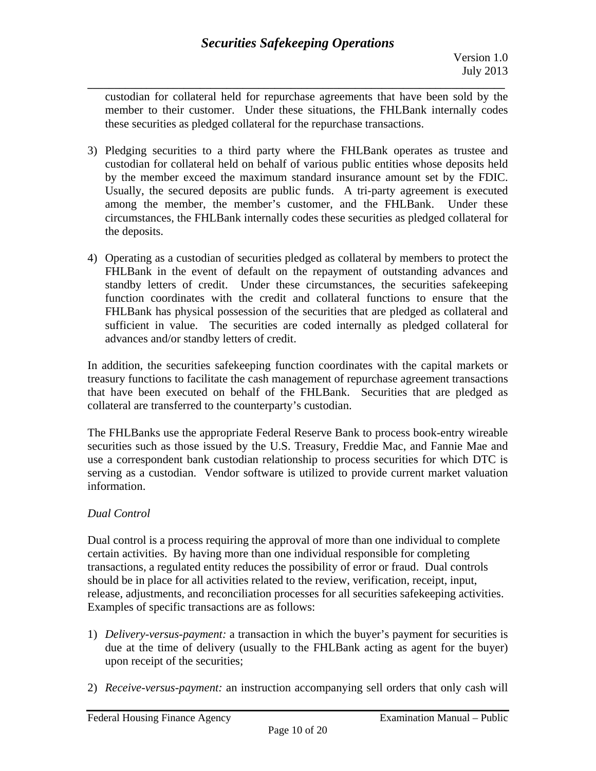custodian for collateral held for repurchase agreements that have been sold by the member to their customer. Under these situations, the FHLBank internally codes these securities as pledged collateral for the repurchase transactions.

3) Pledging securities to a third party where the FHLBank operates as trustee and custodian for collateral held on behalf of various public entities whose deposits held by the member exceed the maximum standard insurance amount set by the FDIC. Usually, the secured deposits are public funds. A tri-party agreement is executed among the member, the member's customer, and the FHLBank. Under these circumstances, the FHLBank internally codes these securities as pledged collateral for the deposits.

4) Operating as a custodian of securities pledged as collateral by members to protect the FHLBank in the event of default on the repayment of outstanding advances and standby letters of credit. Under these circumstances, the securities safekeeping function coordinates with the credit and collateral functions to ensure that the FHLBank has physical possession of the securities that are pledged as collateral and sufficient in value. The securities are coded internally as pledged collateral for advances and/or standby letters of credit.

In addition, the securities safekeeping function coordinates with the capital markets or treasury functions to facilitate the cash management of repurchase agreement transactions that have been executed on behalf of the FHLBank. Securities that are pledged as collateral are transferred to the counterparty's custodian.

The FHLBanks use the appropriate Federal Reserve Bank to process book-entry wireable securities such as those issued by the U.S. Treasury, Freddie Mac, and Fannie Mae and use a correspondent bank custodian relationship to process securities for which DTC is serving as a custodian. Vendor software is utilized to provide current market valuation information.

*Dual Control*

Dual control is a process requiring the approval of more than one individual to complete certain activities. By having more than one individual responsible for completing transactions, a regulated entity reduces the possibility of error or fraud. Dual controls should be in place for all activities related to the review, verification, receipt, input, release, adjustments, and reconciliation processes for all securities safekeeping activities. Examples of specific transactions are as follows:

1) *Delivery-versus-payment:* a transaction in which the buyer's payment for securities is due at the time of delivery (usually to the FHLBank acting as agent for the buyer) upon receipt of the securities;

2) *Receive-versus-payment:* an instruction accompanying sell orders that only cash will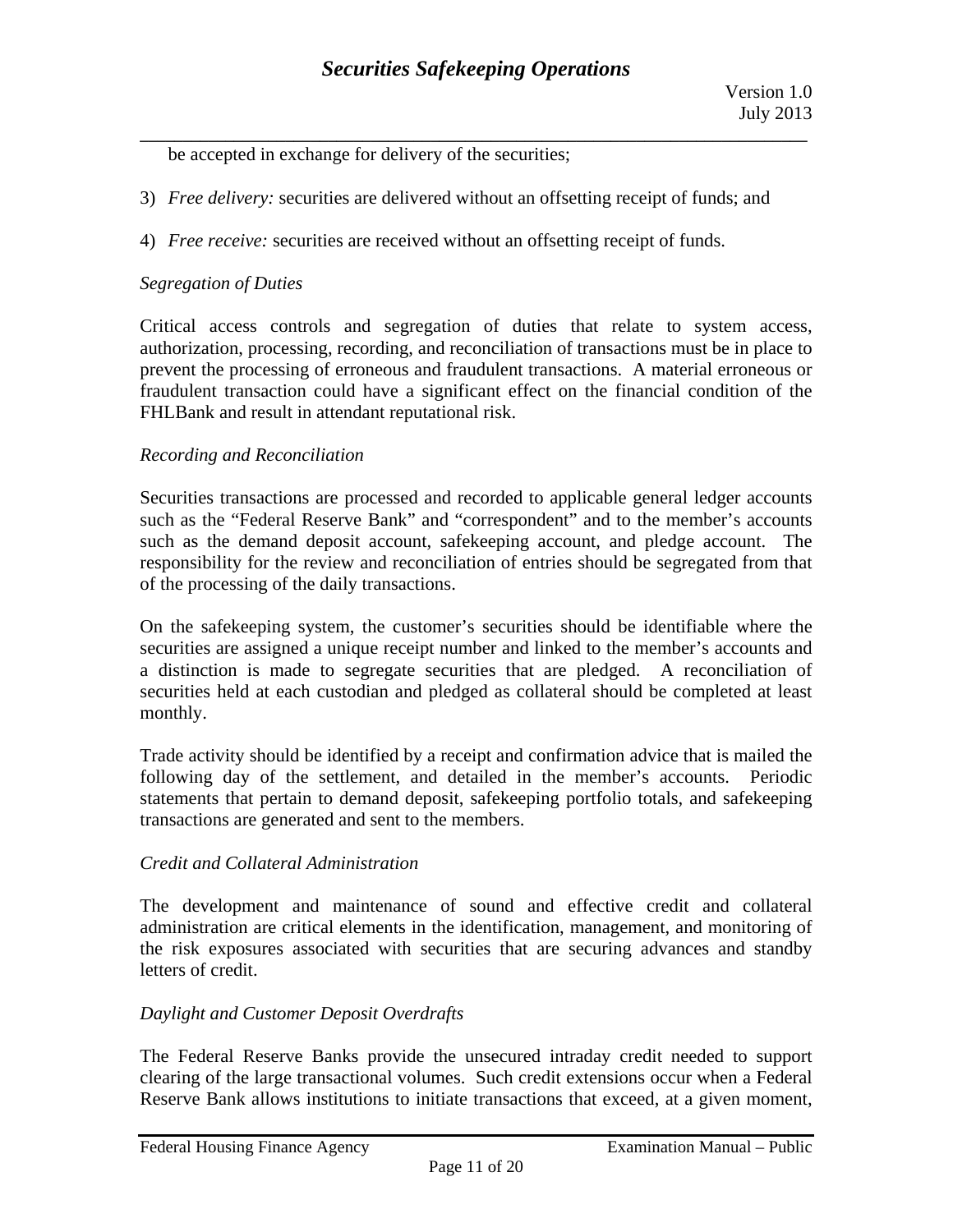be accepted in exchange for delivery of the securities;

3) *Free delivery:* securities are delivered without an offsetting receipt of funds; and

4) *Free receive:* securities are received without an offsetting receipt of funds.

*Segregation of Duties*

Critical access controls and segregation of duties that relate to system access, authorization, processing, recording, and reconciliation of transactions must be in place to prevent the processing of erroneous and fraudulent transactions. A material erroneous or fraudulent transaction could have a significant effect on the financial condition of the FHLBank and result in attendant reputational risk.

*Recording and Reconciliation*

Securities transactions are processed and recorded to applicable general ledger accounts such as the "Federal Reserve Bank" and "correspondent" and to the member's accounts such as the demand deposit account, safekeeping account, and pledge account. The responsibility for the review and reconciliation of entries should be segregated from that of the processing of the daily transactions.

On the safekeeping system, the customer's securities should be identifiable where the securities are assigned a unique receipt number and linked to the member's accounts and a distinction is made to segregate securities that are pledged. A reconciliation of securities held at each custodian and pledged as collateral should be completed at least monthly.

Trade activity should be identified by a receipt and confirmation advice that is mailed the following day of the settlement, and detailed in the member's accounts. Periodic statements that pertain to demand deposit, safekeeping portfolio totals, and safekeeping transactions are generated and sent to the members.

*Credit and Collateral Administration*

The development and maintenance of sound and effective credit and collateral administration are critical elements in the identification, management, and monitoring of the risk exposures associated with securities that are securing advances and standby letters of credit.

*Daylight and Customer Deposit Overdrafts*

The Federal Reserve Banks provide the unsecured intraday credit needed to support clearing of the large transactional volumes. Such credit extensions occur when a Federal Reserve Bank allows institutions to initiate transactions that exceed, at a given moment,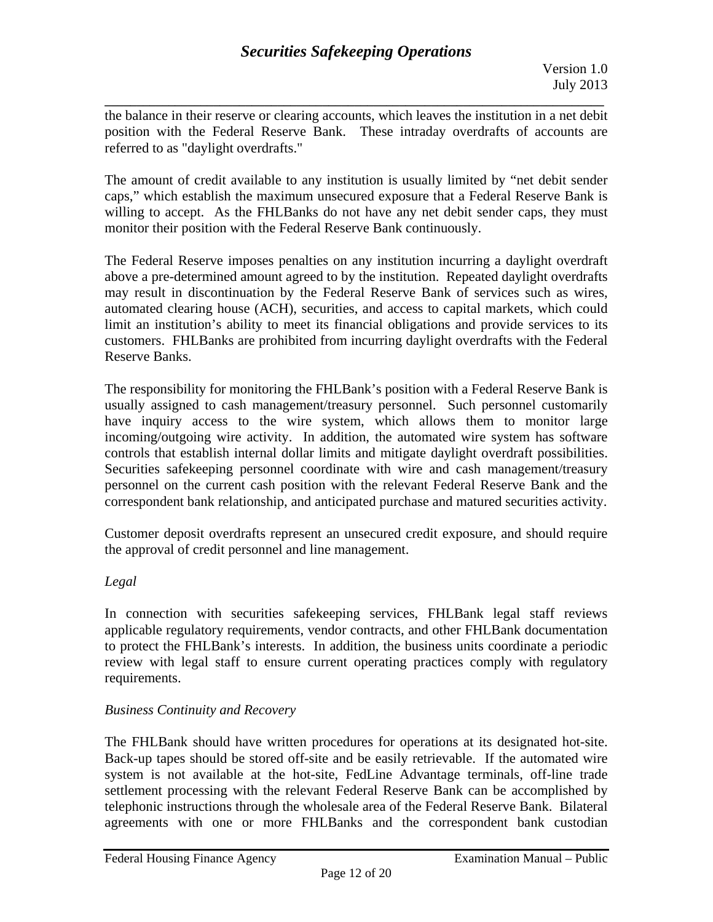the balance in their reserve or clearing accounts, which leaves the institution in a net debit position with the Federal Reserve Bank. These intraday overdrafts of accounts are referred to as "daylight overdrafts."

The amount of credit available to any institution is usually limited by “net debit sender caps,” which establish the maximum unsecured exposure that a Federal Reserve Bank is willing to accept. As the FHLBanks do not have any net debit sender caps, they must monitor their position with the Federal Reserve Bank continuously.

The Federal Reserve imposes penalties on any institution incurring a daylight overdraft above a pre-determined amount agreed to by the institution. Repeated daylight overdrafts may result in discontinuation by the Federal Reserve Bank of services such as wires, automated clearing house (ACH), securities, and access to capital markets, which could limit an institution’s ability to meet its financial obligations and provide services to its customers. FHLBanks are prohibited from incurring daylight overdrafts with the Federal Reserve Banks.

The responsibility for monitoring the FHLBank’s position with a Federal Reserve Bank is usually assigned to cash management/treasury personnel. Such personnel customarily have inquiry access to the wire system, which allows them to monitor large incoming/outgoing wire activity. In addition, the automated wire system has software controls that establish internal dollar limits and mitigate daylight overdraft possibilities. Securities safekeeping personnel coordinate with wire and cash management/treasury personnel on the current cash position with the relevant Federal Reserve Bank and the correspondent bank relationship, and anticipated purchase and matured securities activity.

Customer deposit overdrafts represent an unsecured credit exposure, and should require the approval of credit personnel and line management.

*Legal*

In connection with securities safekeeping services, FHLBank legal staff reviews applicable regulatory requirements, vendor contracts, and other FHLBank documentation to protect the FHLBank’s interests. In addition, the business units coordinate a periodic review with legal staff to ensure current operating practices comply with regulatory requirements.

*Business Continuity and Recovery*

The FHLBank should have written procedures for operations at its designated hot-site. Back-up tapes should be stored off-site and be easily retrievable. If the automated wire system is not available at the hot-site, FedLine Advantage terminals, off-line trade settlement processing with the relevant Federal Reserve Bank can be accomplished by telephonic instructions through the wholesale area of the Federal Reserve Bank. Bilateral agreements with one or more FHLBanks and the correspondent bank custodian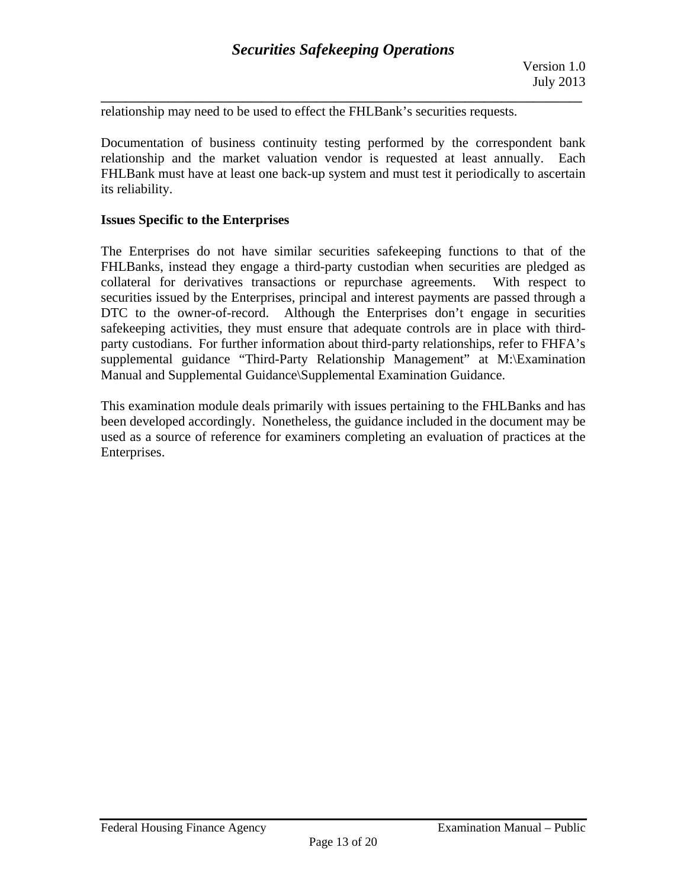relationship may need to be used to effect the FHLBank's securities requests.

Documentation of business continuity testing performed by the correspondent bank relationship and the market valuation vendor is requested at least annually. Each FHLBank must have at least one back-up system and must test it periodically to ascertain its reliability.

**Issues Specific to the Enterprises**

The Enterprises do not have similar securities safekeeping functions to that of the FHLBanks, instead they engage a third-party custodian when securities are pledged as collateral for derivatives transactions or repurchase agreements. With respect to securities issued by the Enterprises, principal and interest payments are passed through a DTC to the owner-of-record. Although the Enterprises don't engage in securities safekeeping activities, they must ensure that adequate controls are in place with third-party custodians. For further information about third-party relationships, refer to FHFA's supplemental guidance "Third-Party Relationship Management" at M:\Examination Manual and Supplemental Guidance\Supplemental Examination Guidance.

This examination module deals primarily with issues pertaining to the FHLBanks and has been developed accordingly. Nonetheless, the guidance included in the document may be used as a source of reference for examiners completing an evaluation of practices at the Enterprises.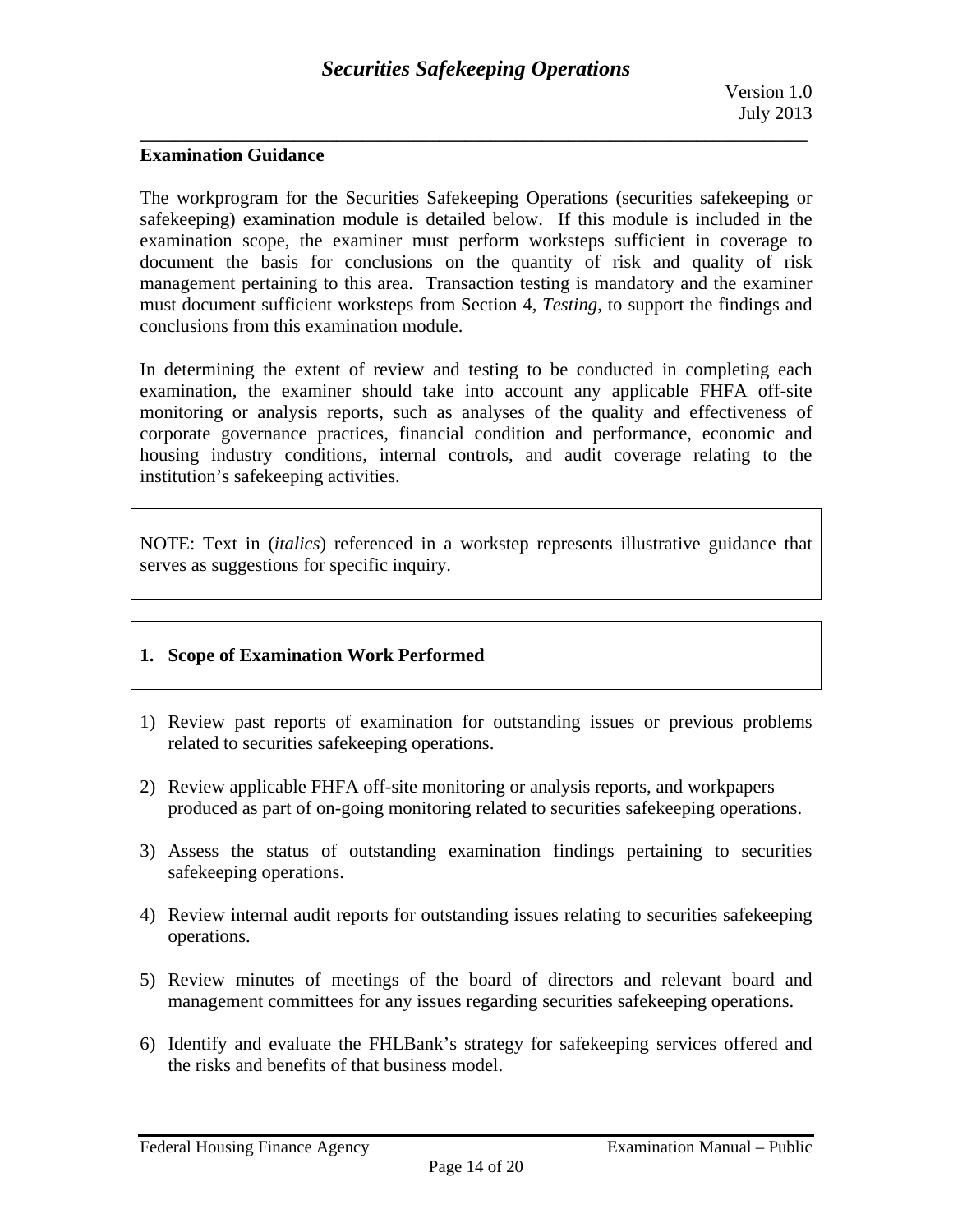## Examination Guidance

The workprogram for the Securities Safekeeping Operations (securities safekeeping or safekeeping) examination module is detailed below. If this module is included in the examination scope, the examiner must perform worksteps sufficient in coverage to document the basis for conclusions on the quantity of risk and quality of risk management pertaining to this area. Transaction testing is mandatory and the examiner must document sufficient worksteps from Section 4, *Testing*, to support the findings and conclusions from this examination module.

In determining the extent of review and testing to be conducted in completing each examination, the examiner should take into account any applicable FHFA off-site monitoring or analysis reports, such as analyses of the quality and effectiveness of corporate governance practices, financial condition and performance, economic and housing industry conditions, internal controls, and audit coverage relating to the institution's safekeeping activities.

> NOTE: Text in (*italics*) referenced in a workstep represents illustrative guidance that serves as suggestions for specific inquiry.

### 1. Scope of Examination Work Performed

1) Review past reports of examination for outstanding issues or previous problems related to securities safekeeping operations.

2) Review applicable FHFA off-site monitoring or analysis reports, and workpapers produced as part of on-going monitoring related to securities safekeeping operations.

3) Assess the status of outstanding examination findings pertaining to securities safekeeping operations.

4) Review internal audit reports for outstanding issues relating to securities safekeeping operations.

5) Review minutes of meetings of the board of directors and relevant board and management committees for any issues regarding securities safekeeping operations.

6) Identify and evaluate the FHLBank's strategy for safekeeping services offered and the risks and benefits of that business model.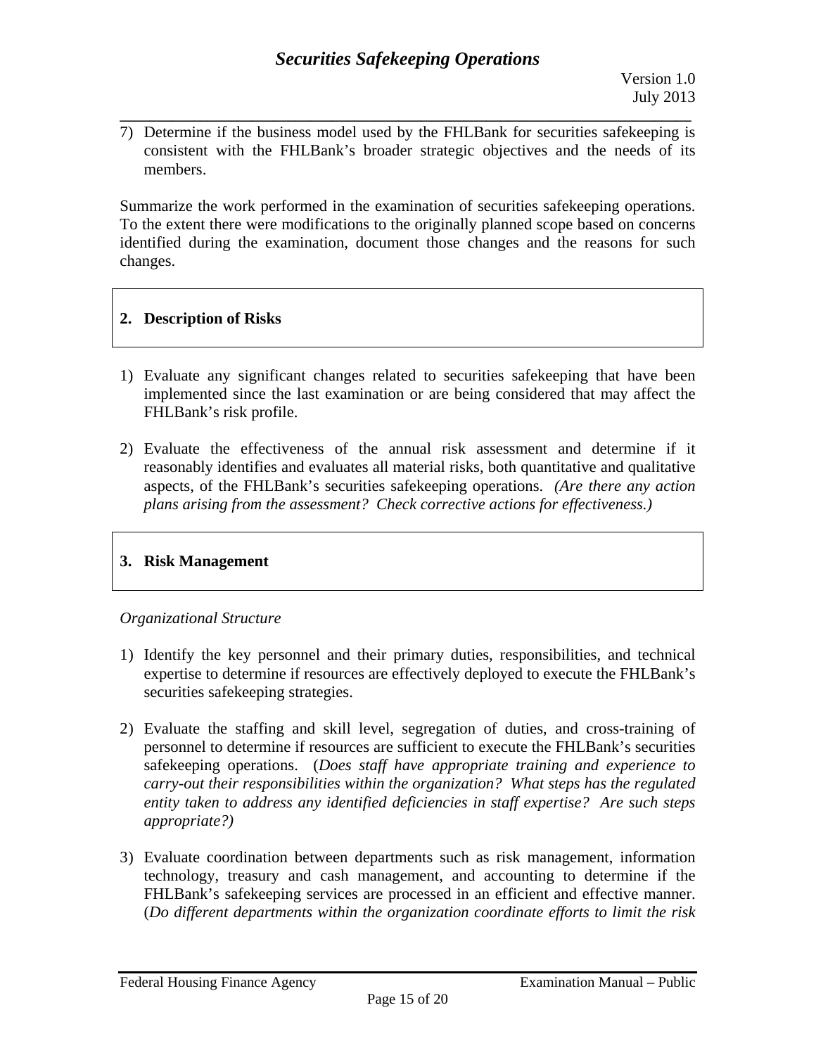7) Determine if the business model used by the FHLBank for securities safekeeping is consistent with the FHLBank's broader strategic objectives and the needs of its members.

Summarize the work performed in the examination of securities safekeeping operations. To the extent there were modifications to the originally planned scope based on concerns identified during the examination, document those changes and the reasons for such changes.

## 2. Description of Risks

1) Evaluate any significant changes related to securities safekeeping that have been implemented since the last examination or are being considered that may affect the FHLBank's risk profile.

2) Evaluate the effectiveness of the annual risk assessment and determine if it reasonably identifies and evaluates all material risks, both quantitative and qualitative aspects, of the FHLBank's securities safekeeping operations. *(Are there any action plans arising from the assessment? Check corrective actions for effectiveness.)*

## 3. Risk Management

*Organizational Structure*

1) Identify the key personnel and their primary duties, responsibilities, and technical expertise to determine if resources are effectively deployed to execute the FHLBank's securities safekeeping strategies.

2) Evaluate the staffing and skill level, segregation of duties, and cross-training of personnel to determine if resources are sufficient to execute the FHLBank's securities safekeeping operations. (*Does staff have appropriate training and experience to carry-out their responsibilities within the organization? What steps has the regulated entity taken to address any identified deficiencies in staff expertise? Are such steps appropriate?)*

3) Evaluate coordination between departments such as risk management, information technology, treasury and cash management, and accounting to determine if the FHLBank's safekeeping services are processed in an efficient and effective manner. (*Do different departments within the organization coordinate efforts to limit the risk*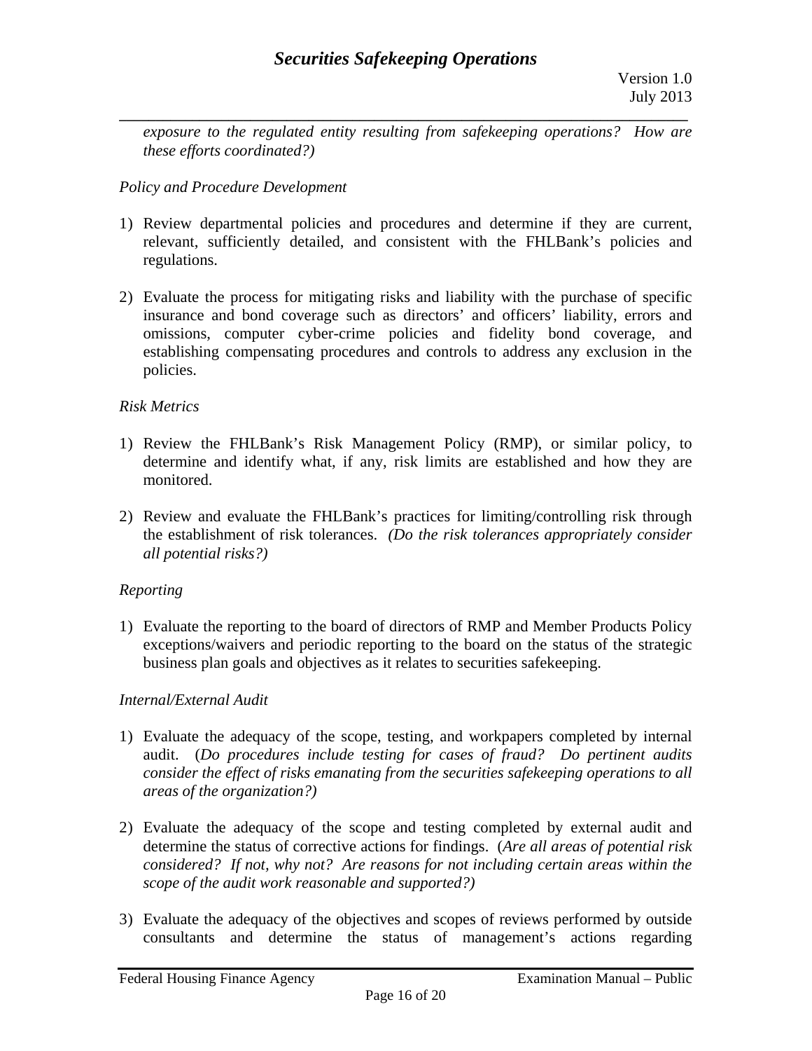*exposure to the regulated entity resulting from safekeeping operations? How are these efforts coordinated?)*

*Policy and Procedure Development*

1) Review departmental policies and procedures and determine if they are current, relevant, sufficiently detailed, and consistent with the FHLBank's policies and regulations.

2) Evaluate the process for mitigating risks and liability with the purchase of specific insurance and bond coverage such as directors' and officers' liability, errors and omissions, computer cyber-crime policies and fidelity bond coverage, and establishing compensating procedures and controls to address any exclusion in the policies.

*Risk Metrics*

1) Review the FHLBank's Risk Management Policy (RMP), or similar policy, to determine and identify what, if any, risk limits are established and how they are monitored.

2) Review and evaluate the FHLBank's practices for limiting/controlling risk through the establishment of risk tolerances. *(Do the risk tolerances appropriately consider all potential risks?)*

*Reporting*

1) Evaluate the reporting to the board of directors of RMP and Member Products Policy exceptions/waivers and periodic reporting to the board on the status of the strategic business plan goals and objectives as it relates to securities safekeeping.

*Internal/External Audit*

1) Evaluate the adequacy of the scope, testing, and workpapers completed by internal audit. (*Do procedures include testing for cases of fraud? Do pertinent audits consider the effect of risks emanating from the securities safekeeping operations to all areas of the organization?)*

2) Evaluate the adequacy of the scope and testing completed by external audit and determine the status of corrective actions for findings. (*Are all areas of potential risk considered? If not, why not? Are reasons for not including certain areas within the scope of the audit work reasonable and supported?)*

3) Evaluate the adequacy of the objectives and scopes of reviews performed by outside consultants and determine the status of management's actions regarding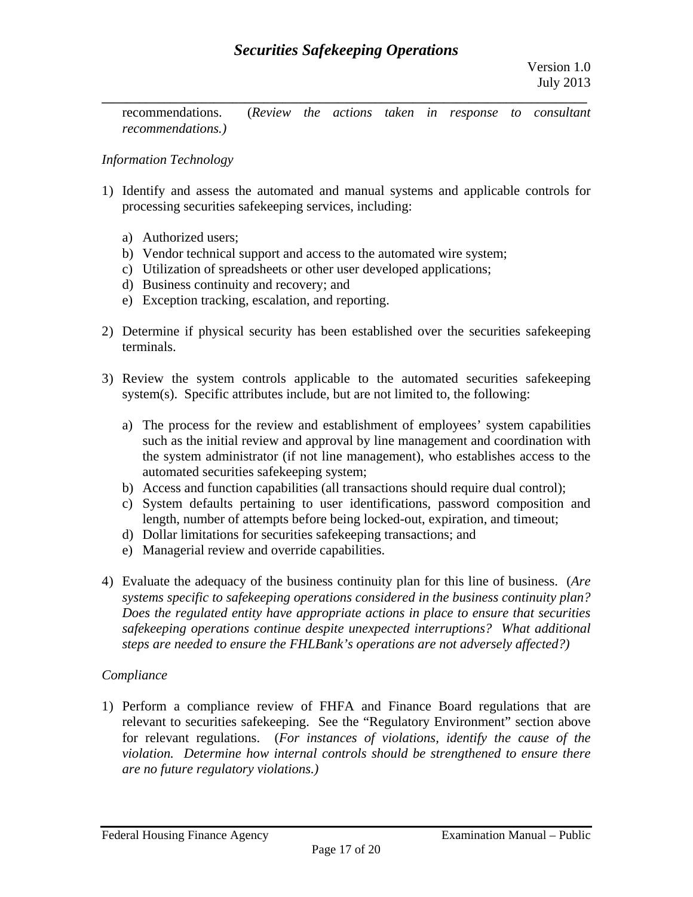recommendations. (*Review the actions taken in response to consultant recommendations.)*

*Information Technology*

1) Identify and assess the automated and manual systems and applicable controls for processing securities safekeeping services, including:

   a) Authorized users;
   b) Vendor technical support and access to the automated wire system;
   c) Utilization of spreadsheets or other user developed applications;
   d) Business continuity and recovery; and
   e) Exception tracking, escalation, and reporting.

2) Determine if physical security has been established over the securities safekeeping terminals.

3) Review the system controls applicable to the automated securities safekeeping system(s). Specific attributes include, but are not limited to, the following:

   a) The process for the review and establishment of employees' system capabilities such as the initial review and approval by line management and coordination with the system administrator (if not line management), who establishes access to the automated securities safekeeping system;
   b) Access and function capabilities (all transactions should require dual control);
   c) System defaults pertaining to user identifications, password composition and length, number of attempts before being locked-out, expiration, and timeout;
   d) Dollar limitations for securities safekeeping transactions; and
   e) Managerial review and override capabilities.

4) Evaluate the adequacy of the business continuity plan for this line of business. (*Are systems specific to safekeeping operations considered in the business continuity plan? Does the regulated entity have appropriate actions in place to ensure that securities safekeeping operations continue despite unexpected interruptions? What additional steps are needed to ensure the FHLBank's operations are not adversely affected?)*

*Compliance*

1) Perform a compliance review of FHFA and Finance Board regulations that are relevant to securities safekeeping. See the "Regulatory Environment" section above for relevant regulations. (*For instances of violations, identify the cause of the violation. Determine how internal controls should be strengthened to ensure there are no future regulatory violations.)*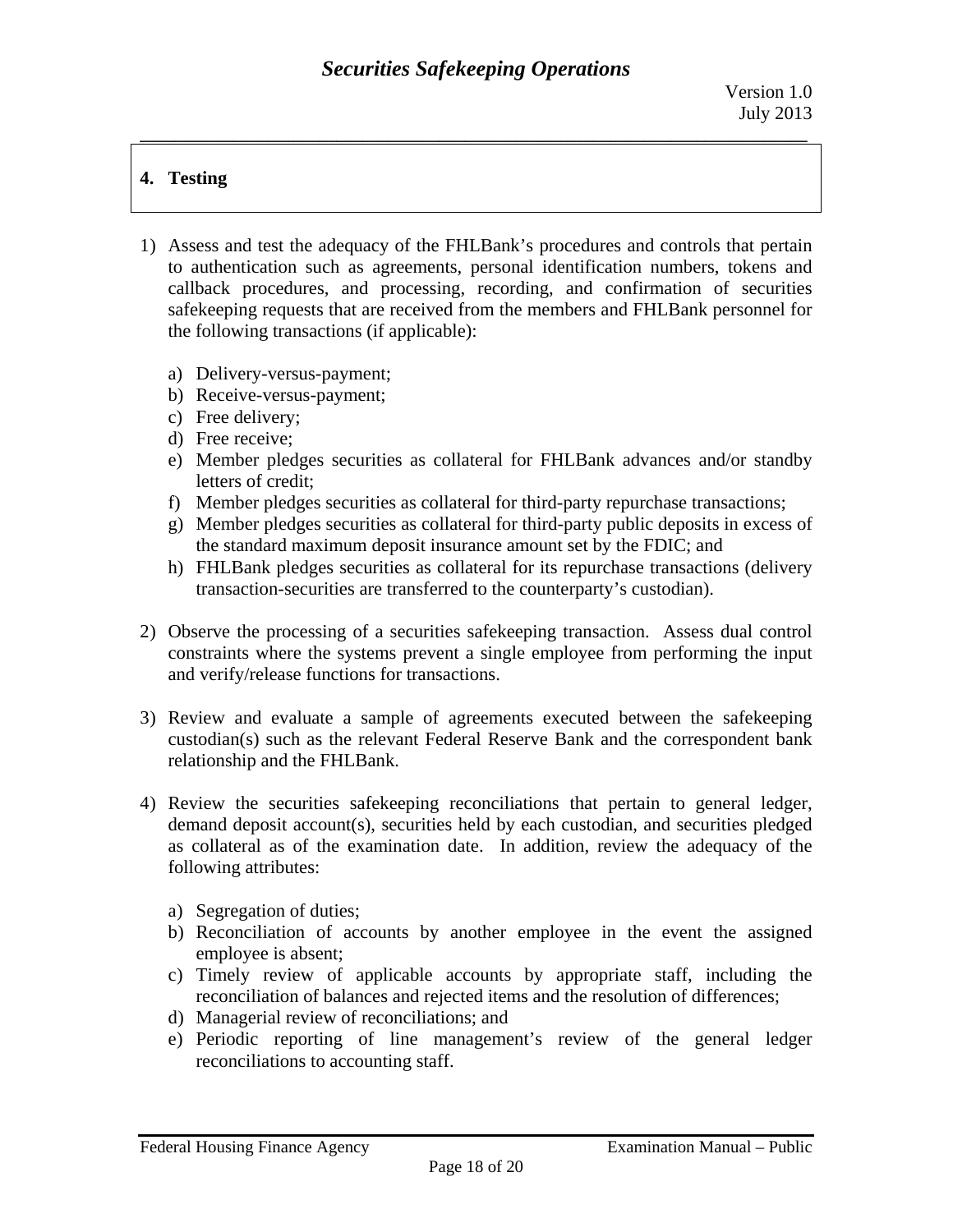## 4. Testing

1) Assess and test the adequacy of the FHLBank's procedures and controls that pertain to authentication such as agreements, personal identification numbers, tokens and callback procedures, and processing, recording, and confirmation of securities safekeeping requests that are received from the members and FHLBank personnel for the following transactions (if applicable):

   a) Delivery-versus-payment;
   b) Receive-versus-payment;
   c) Free delivery;
   d) Free receive;
   e) Member pledges securities as collateral for FHLBank advances and/or standby letters of credit;
   f) Member pledges securities as collateral for third-party repurchase transactions;
   g) Member pledges securities as collateral for third-party public deposits in excess of the standard maximum deposit insurance amount set by the FDIC; and
   h) FHLBank pledges securities as collateral for its repurchase transactions (delivery transaction-securities are transferred to the counterparty's custodian).

2) Observe the processing of a securities safekeeping transaction. Assess dual control constraints where the systems prevent a single employee from performing the input and verify/release functions for transactions.

3) Review and evaluate a sample of agreements executed between the safekeeping custodian(s) such as the relevant Federal Reserve Bank and the correspondent bank relationship and the FHLBank.

4) Review the securities safekeeping reconciliations that pertain to general ledger, demand deposit account(s), securities held by each custodian, and securities pledged as collateral as of the examination date. In addition, review the adequacy of the following attributes:

   a) Segregation of duties;
   b) Reconciliation of accounts by another employee in the event the assigned employee is absent;
   c) Timely review of applicable accounts by appropriate staff, including the reconciliation of balances and rejected items and the resolution of differences;
   d) Managerial review of reconciliations; and
   e) Periodic reporting of line management's review of the general ledger reconciliations to accounting staff.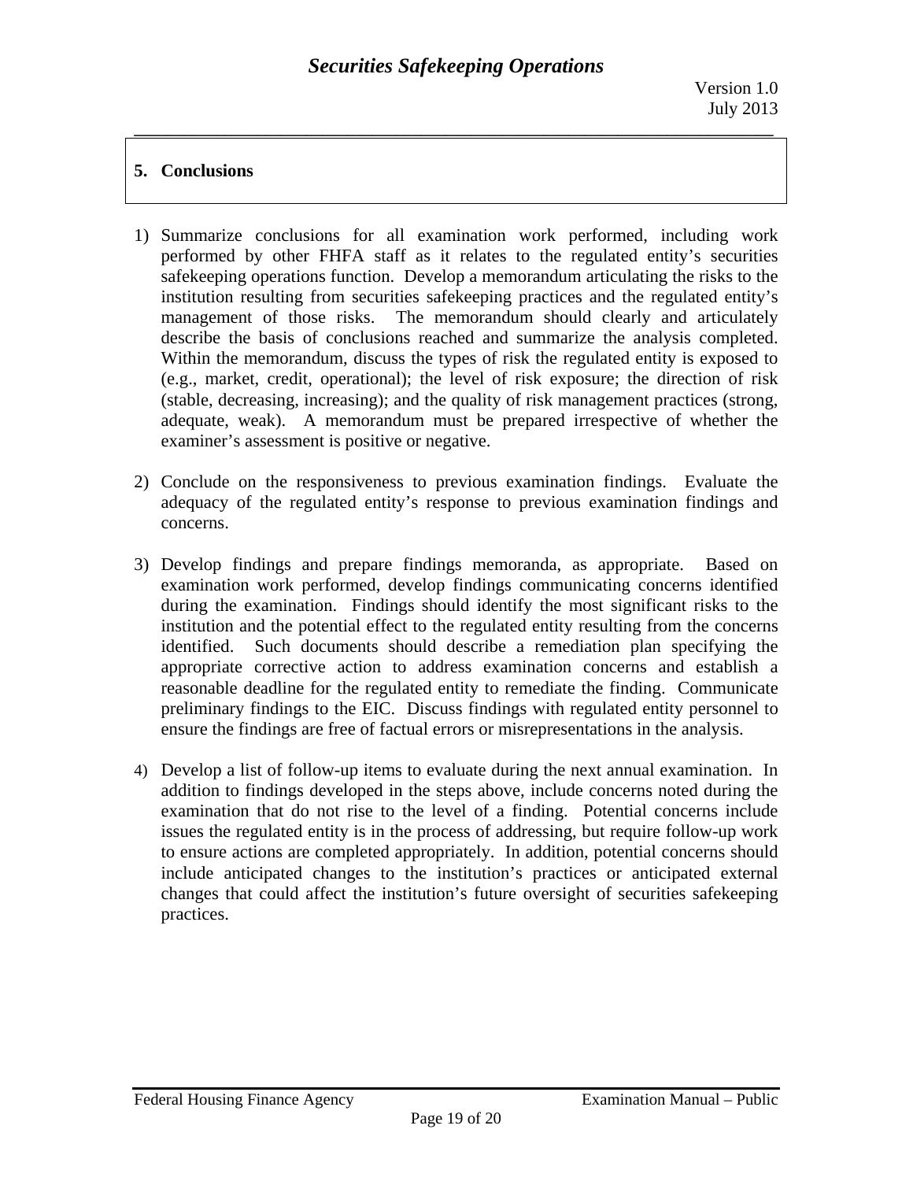## 5. Conclusions

1) Summarize conclusions for all examination work performed, including work performed by other FHFA staff as it relates to the regulated entity's securities safekeeping operations function. Develop a memorandum articulating the risks to the institution resulting from securities safekeeping practices and the regulated entity's management of those risks. The memorandum should clearly and articulately describe the basis of conclusions reached and summarize the analysis completed. Within the memorandum, discuss the types of risk the regulated entity is exposed to (e.g., market, credit, operational); the level of risk exposure; the direction of risk (stable, decreasing, increasing); and the quality of risk management practices (strong, adequate, weak). A memorandum must be prepared irrespective of whether the examiner's assessment is positive or negative.

2) Conclude on the responsiveness to previous examination findings. Evaluate the adequacy of the regulated entity's response to previous examination findings and concerns.

3) Develop findings and prepare findings memoranda, as appropriate. Based on examination work performed, develop findings communicating concerns identified during the examination. Findings should identify the most significant risks to the institution and the potential effect to the regulated entity resulting from the concerns identified. Such documents should describe a remediation plan specifying the appropriate corrective action to address examination concerns and establish a reasonable deadline for the regulated entity to remediate the finding. Communicate preliminary findings to the EIC. Discuss findings with regulated entity personnel to ensure the findings are free of factual errors or misrepresentations in the analysis.

4) Develop a list of follow-up items to evaluate during the next annual examination. In addition to findings developed in the steps above, include concerns noted during the examination that do not rise to the level of a finding. Potential concerns include issues the regulated entity is in the process of addressing, but require follow-up work to ensure actions are completed appropriately. In addition, potential concerns should include anticipated changes to the institution's practices or anticipated external changes that could affect the institution's future oversight of securities safekeeping practices.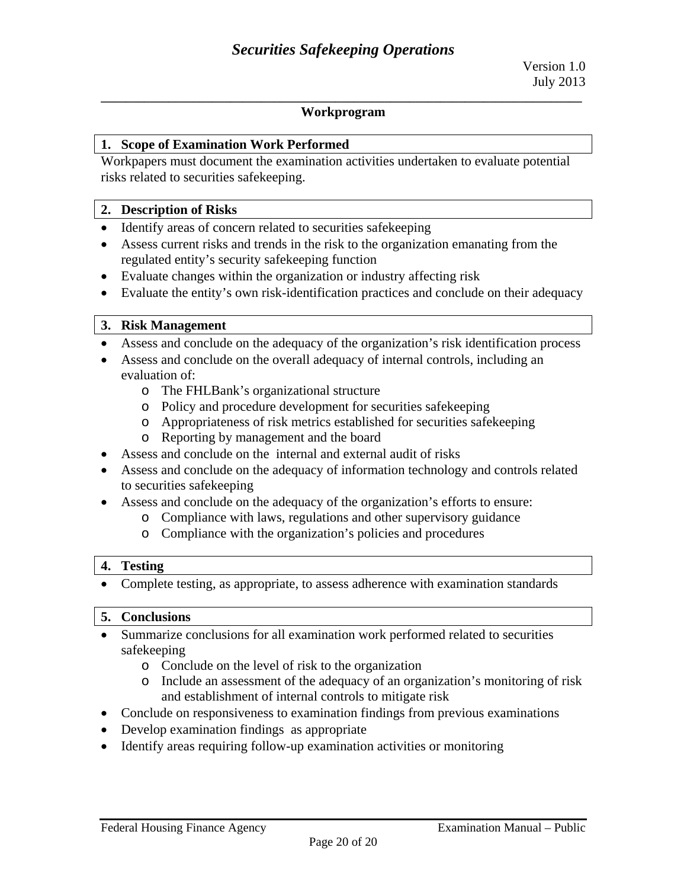## Workprogram

### 1. Scope of Examination Work Performed

Workpapers must document the examination activities undertaken to evaluate potential risks related to securities safekeeping.

### 2. Description of Risks

- Identify areas of concern related to securities safekeeping
- Assess current risks and trends in the risk to the organization emanating from the regulated entity's security safekeeping function
- Evaluate changes within the organization or industry affecting risk
- Evaluate the entity's own risk-identification practices and conclude on their adequacy

### 3. Risk Management

- Assess and conclude on the adequacy of the organization's risk identification process
- Assess and conclude on the overall adequacy of internal controls, including an evaluation of:
  - The FHLBank's organizational structure
  - Policy and procedure development for securities safekeeping
  - Appropriateness of risk metrics established for securities safekeeping
  - Reporting by management and the board
- Assess and conclude on the internal and external audit of risks
- Assess and conclude on the adequacy of information technology and controls related to securities safekeeping
- Assess and conclude on the adequacy of the organization's efforts to ensure:
  - Compliance with laws, regulations and other supervisory guidance
  - Compliance with the organization's policies and procedures

### 4. Testing

- Complete testing, as appropriate, to assess adherence with examination standards

### 5. Conclusions

- Summarize conclusions for all examination work performed related to securities safekeeping
  - Conclude on the level of risk to the organization
  - Include an assessment of the adequacy of an organization's monitoring of risk and establishment of internal controls to mitigate risk
- Conclude on responsiveness to examination findings from previous examinations
- Develop examination findings as appropriate
- Identify areas requiring follow-up examination activities or monitoring